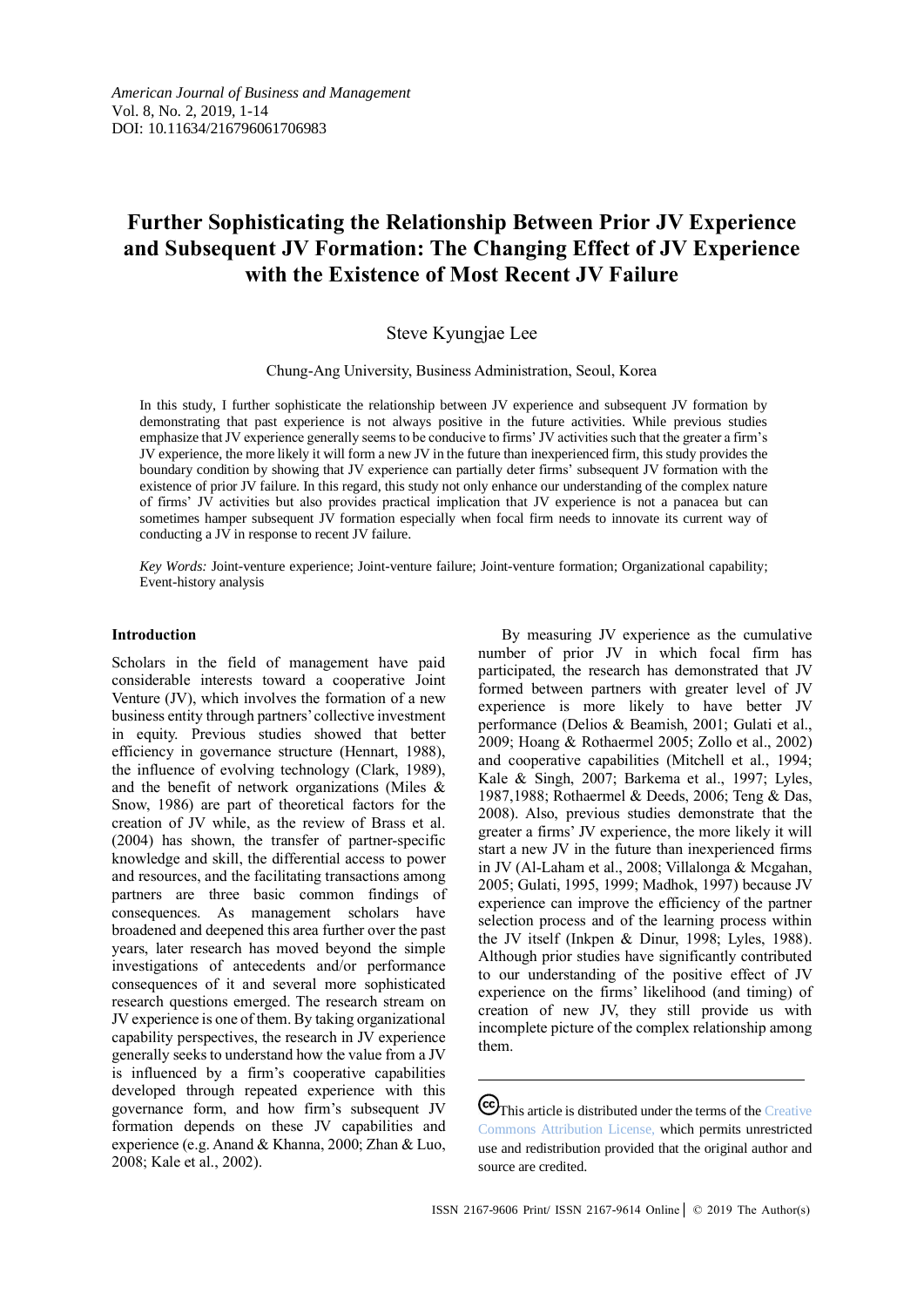# Further Sophisticating the Relationship Between Prior JV Experience and Subsequent JV Formation: The Changing Effect of JV Experience with the Existence of Most Recent JV Failure

Steve Kyungjae Lee

Chung-Ang University, Business Administration, Seoul, Korea

In this study, I further sophisticate the relationship between JV experience and subsequent JV formation by demonstrating that past experience is not always positive in the future activities. While previous studies emphasize that JV experience generally seems to be conducive to firms' JV activities such that the greater a firm's JV experience, the more likely it will form a new JV in the future than inexperienced firm, this study provides the boundary condition by showing that JV experience can partially deter firms' subsequent JV formation with the existence of prior JV failure. In this regard, this study not only enhance our understanding of the complex nature of firms' JV activities but also provides practical implication that JV experience is not a panacea but can sometimes hamper subsequent JV formation especially when focal firm needs to innovate its current way of conducting a JV in response to recent JV failure.

*Key Words:* Joint-venture experience; Joint-venture failure; Joint-venture formation; Organizational capability; Event-history analysis

## Introduction

Scholars in the field of management have paid considerable interests toward a cooperative Joint Venture (JV), which involves the formation of a new business entity through partners' collective investment in equity. Previous studies showed that better efficiency in governance structure (Hennart, 1988), the influence of evolving technology (Clark, 1989), and the benefit of network organizations (Miles & Snow, 1986) are part of theoretical factors for the creation of JV while, as the review of Brass et al. (2004) has shown, the transfer of partner-specific knowledge and skill, the differential access to power and resources, and the facilitating transactions among partners are three basic common findings of consequences. As management scholars have broadened and deepened this area further over the past years, later research has moved beyond the simple investigations of antecedents and/or performance consequences of it and several more sophisticated research questions emerged. The research stream on JV experience is one of them. By taking organizational capability perspectives, the research in JV experience generally seeks to understand how the value from a JV is influenced by a firm's cooperative capabilities developed through repeated experience with this governance form, and how firm's subsequent JV formation depends on these JV capabilities and experience (e.g. Anand & Khanna, 2000; Zhan & Luo, 2008; Kale et al., 2002).

By measuring JV experience as the cumulative number of prior JV in which focal firm has participated, the research has demonstrated that JV formed between partners with greater level of JV experience is more likely to have better JV performance (Delios & Beamish, 2001; Gulati et al., 2009; Hoang & Rothaermel 2005; Zollo et al., 2002) and cooperative capabilities (Mitchell et al., 1994; Kale & Singh, 2007; Barkema et al., 1997; Lyles, 1987,1988; Rothaermel & Deeds, 2006; Teng & Das, 2008). Also, previous studies demonstrate that the greater a firms' JV experience, the more likely it will start a new JV in the future than inexperienced firms in JV (Al-Laham et al., 2008; Villalonga & Mcgahan, 2005; Gulati, 1995, 1999; Madhok, 1997) because JV experience can improve the efficiency of the partner selection process and of the learning process within the JV itself (Inkpen & Dinur, 1998; Lyles, 1988). Although prior studies have significantly contributed to our understanding of the positive effect of JV experience on the firms' likelihood (and timing) of creation of new JV, they still provide us with incomplete picture of the complex relationship among them.

---

This article is distributed under the terms of the Creative Commons Attribution License, which permits unrestricted use and redistribution provided that the original author and source are credited.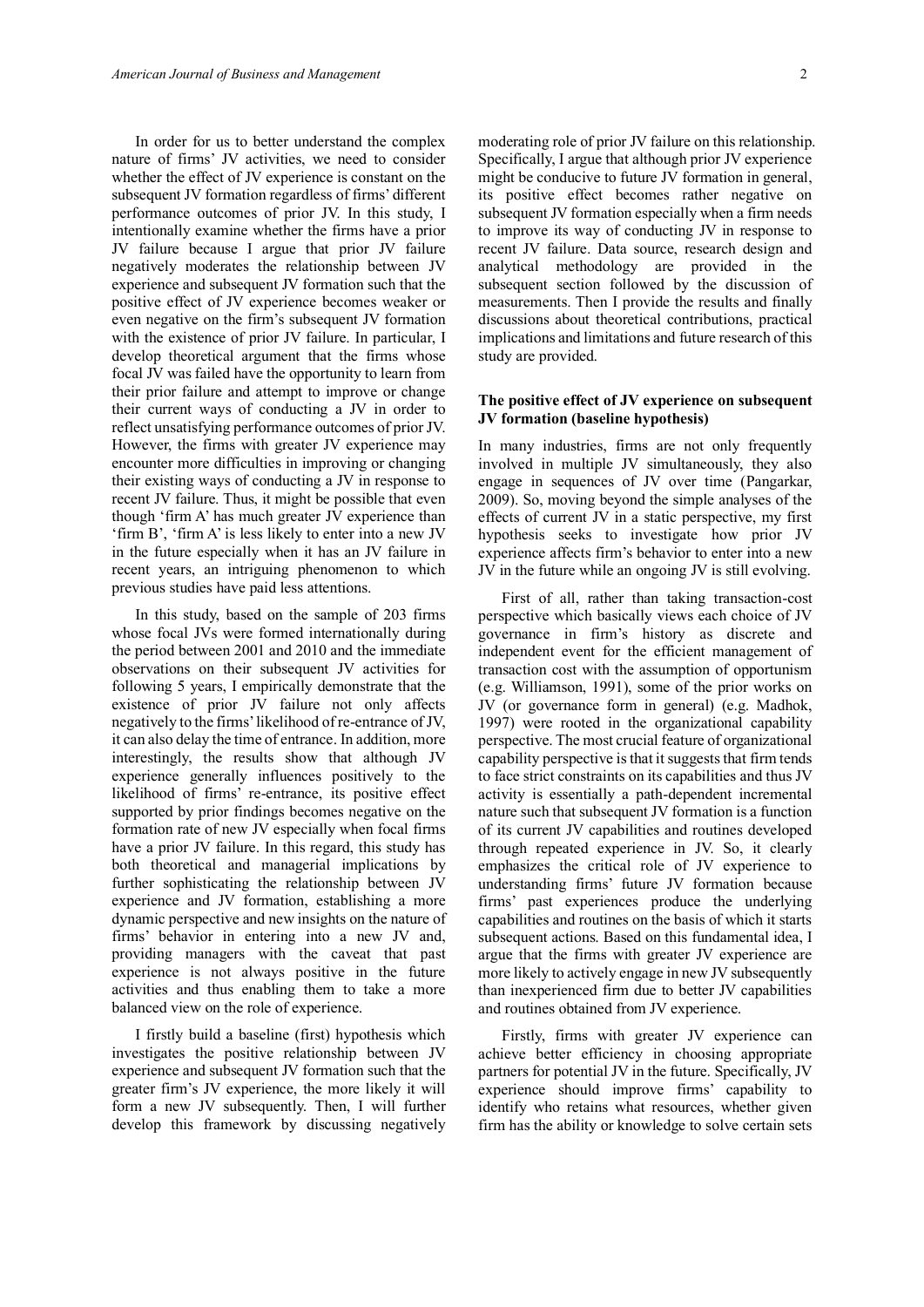In order for us to better understand the complex nature of firms' JV activities, we need to consider whether the effect of JV experience is constant on the subsequent JV formation regardless of firms' different performance outcomes of prior JV. In this study, I intentionally examine whether the firms have a prior JV failure because I argue that prior JV failure negatively moderates the relationship between JV experience and subsequent JV formation such that the positive effect of JV experience becomes weaker or even negative on the firm's subsequent JV formation with the existence of prior JV failure. In particular, I develop theoretical argument that the firms whose focal JV was failed have the opportunity to learn from their prior failure and attempt to improve or change their current ways of conducting a JV in order to reflect unsatisfying performance outcomes of prior JV. However, the firms with greater JV experience may encounter more difficulties in improving or changing their existing ways of conducting a JV in response to recent JV failure. Thus, it might be possible that even though 'firm A' has much greater JV experience than 'firm B', 'firm A' is less likely to enter into a new JV in the future especially when it has an JV failure in recent years, an intriguing phenomenon to which previous studies have paid less attentions.

In this study, based on the sample of 203 firms whose focal JVs were formed internationally during the period between 2001 and 2010 and the immediate observations on their subsequent JV activities for following 5 years, I empirically demonstrate that the existence of prior JV failure not only affects negatively to the firms' likelihood of re-entrance of JV, it can also delay the time of entrance. In addition, more interestingly, the results show that although JV experience generally influences positively to the likelihood of firms' re-entrance, its positive effect supported by prior findings becomes negative on the formation rate of new JV especially when focal firms have a prior JV failure. In this regard, this study has both theoretical and managerial implications by further sophisticating the relationship between JV experience and JV formation, establishing a more dynamic perspective and new insights on the nature of firms' behavior in entering into a new JV and, providing managers with the caveat that past experience is not always positive in the future activities and thus enabling them to take a more balanced view on the role of experience.

I firstly build a baseline (first) hypothesis which investigates the positive relationship between JV experience and subsequent JV formation such that the greater firm's JV experience, the more likely it will form a new JV subsequently. Then, I will further develop this framework by discussing negatively moderating role of prior JV failure on this relationship. Specifically, I argue that although prior JV experience might be conducive to future JV formation in general, its positive effect becomes rather negative on subsequent JV formation especially when a firm needs to improve its way of conducting JV in response to recent JV failure. Data source, research design and analytical methodology are provided in the subsequent section followed by the discussion of measurements. Then I provide the results and finally discussions about theoretical contributions, practical implications and limitations and future research of this study are provided.

### The positive effect of JV experience on subsequent JV formation (baseline hypothesis)

In many industries, firms are not only frequently involved in multiple JV simultaneously, they also engage in sequences of JV over time (Pangarkar, 2009). So, moving beyond the simple analyses of the effects of current JV in a static perspective, my first hypothesis seeks to investigate how prior JV experience affects firm's behavior to enter into a new JV in the future while an ongoing JV is still evolving.

First of all, rather than taking transaction-cost perspective which basically views each choice of JV governance in firm's history as discrete and independent event for the efficient management of transaction cost with the assumption of opportunism (e.g. Williamson, 1991), some of the prior works on JV (or governance form in general) (e.g. Madhok, 1997) were rooted in the organizational capability perspective. The most crucial feature of organizational capability perspective is that it suggests that firm tends to face strict constraints on its capabilities and thus JV activity is essentially a path-dependent incremental nature such that subsequent JV formation is a function of its current JV capabilities and routines developed through repeated experience in JV. So, it clearly emphasizes the critical role of JV experience to understanding firms' future JV formation because firms' past experiences produce the underlying capabilities and routines on the basis of which it starts subsequent actions. Based on this fundamental idea, I argue that the firms with greater JV experience are more likely to actively engage in new JV subsequently than inexperienced firm due to better JV capabilities and routines obtained from JV experience.

Firstly, firms with greater JV experience can achieve better efficiency in choosing appropriate partners for potential JV in the future. Specifically, JV experience should improve firms' capability to identify who retains what resources, whether given firm has the ability or knowledge to solve certain sets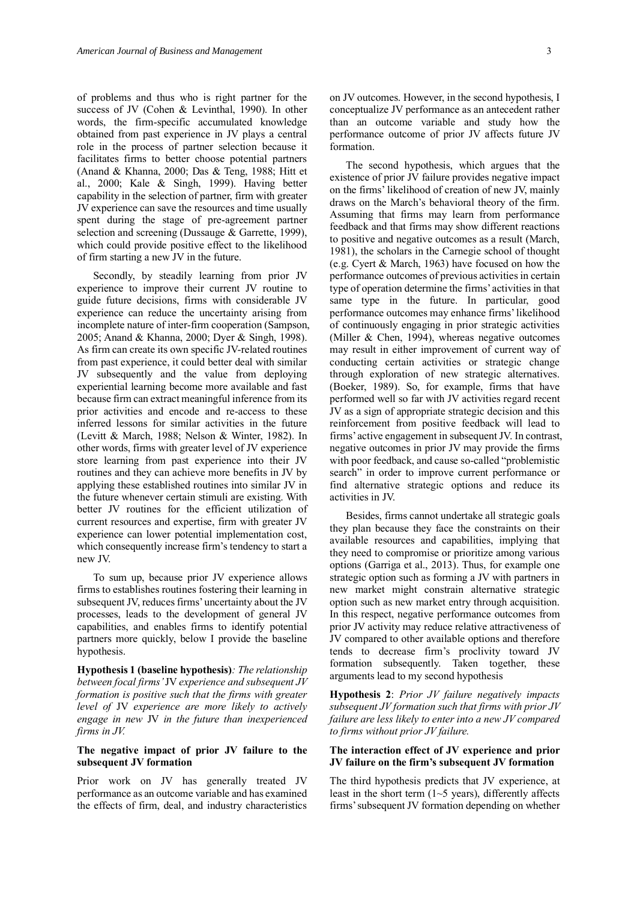of problems and thus who is right partner for the success of JV (Cohen & Levinthal, 1990). In other words, the firm-specific accumulated knowledge obtained from past experience in JV plays a central role in the process of partner selection because it facilitates firms to better choose potential partners (Anand & Khanna, 2000; Das & Teng, 1988; Hitt et al., 2000; Kale & Singh, 1999). Having better capability in the selection of partner, firm with greater JV experience can save the resources and time usually spent during the stage of pre-agreement partner selection and screening (Dussauge & Garrette, 1999), which could provide positive effect to the likelihood of firm starting a new JV in the future.

Secondly, by steadily learning from prior JV experience to improve their current JV routine to guide future decisions, firms with considerable JV experience can reduce the uncertainty arising from incomplete nature of inter-firm cooperation (Sampson, 2005; Anand & Khanna, 2000; Dyer & Singh, 1998). As firm can create its own specific JV-related routines from past experience, it could better deal with similar JV subsequently and the value from deploying experiential learning become more available and fast because firm can extract meaningful inference from its prior activities and encode and re-access to these inferred lessons for similar activities in the future (Levitt & March, 1988; Nelson & Winter, 1982). In other words, firms with greater level of JV experience store learning from past experience into their JV routines and they can achieve more benefits in JV by applying these established routines into similar JV in the future whenever certain stimuli are existing. With better JV routines for the efficient utilization of current resources and expertise, firm with greater JV experience can lower potential implementation cost, which consequently increase firm's tendency to start a new JV.

To sum up, because prior JV experience allows firms to establishes routines fostering their learning in subsequent JV, reduces firms' uncertainty about the JV processes, leads to the development of general JV capabilities, and enables firms to identify potential partners more quickly, below I provide the baseline hypothesis.

**Hypothesis 1 (baseline hypothesis)***: The relationship between focal firms'* JV *experience and subsequent JV formation is positive such that the firms with greater level of* JV *experience are more likely to actively engage in new* JV *in the future than inexperienced firms in JV.*

### The negative impact of prior JV failure to the subsequent JV formation

Prior work on JV has generally treated JV performance as an outcome variable and has examined the effects of firm, deal, and industry characteristics on JV outcomes. However, in the second hypothesis, I conceptualize JV performance as an antecedent rather than an outcome variable and study how the performance outcome of prior JV affects future JV formation.

The second hypothesis, which argues that the existence of prior JV failure provides negative impact on the firms' likelihood of creation of new JV, mainly draws on the March's behavioral theory of the firm. Assuming that firms may learn from performance feedback and that firms may show different reactions to positive and negative outcomes as a result (March, 1981), the scholars in the Carnegie school of thought (e.g. Cyert & March, 1963) have focused on how the performance outcomes of previous activities in certain type of operation determine the firms' activities in that same type in the future. In particular, good performance outcomes may enhance firms' likelihood of continuously engaging in prior strategic activities (Miller & Chen, 1994), whereas negative outcomes may result in either improvement of current way of conducting certain activities or strategic change through exploration of new strategic alternatives. (Boeker, 1989). So, for example, firms that have performed well so far with JV activities regard recent JV as a sign of appropriate strategic decision and this reinforcement from positive feedback will lead to firms' active engagement in subsequent JV. In contrast, negative outcomes in prior JV may provide the firms with poor feedback, and cause so-called "problemistic search" in order to improve current performance or find alternative strategic options and reduce its activities in JV.

Besides, firms cannot undertake all strategic goals they plan because they face the constraints on their available resources and capabilities, implying that they need to compromise or prioritize among various options (Garriga et al., 2013). Thus, for example one strategic option such as forming a JV with partners in new market might constrain alternative strategic option such as new market entry through acquisition. In this respect, negative performance outcomes from prior JV activity may reduce relative attractiveness of JV compared to other available options and therefore tends to decrease firm's proclivity toward JV formation subsequently. Taken together, these arguments lead to my second hypothesis

**Hypothesis 2**: *Prior JV failure negatively impacts subsequent JV formation such that firms with prior JV failure are less likely to enter into a new JV compared to firms without prior JV failure.*

### The interaction effect of JV experience and prior JV failure on the firm's subsequent JV formation

The third hypothesis predicts that JV experience, at least in the short term (1~5 years), differently affects firms' subsequent JV formation depending on whether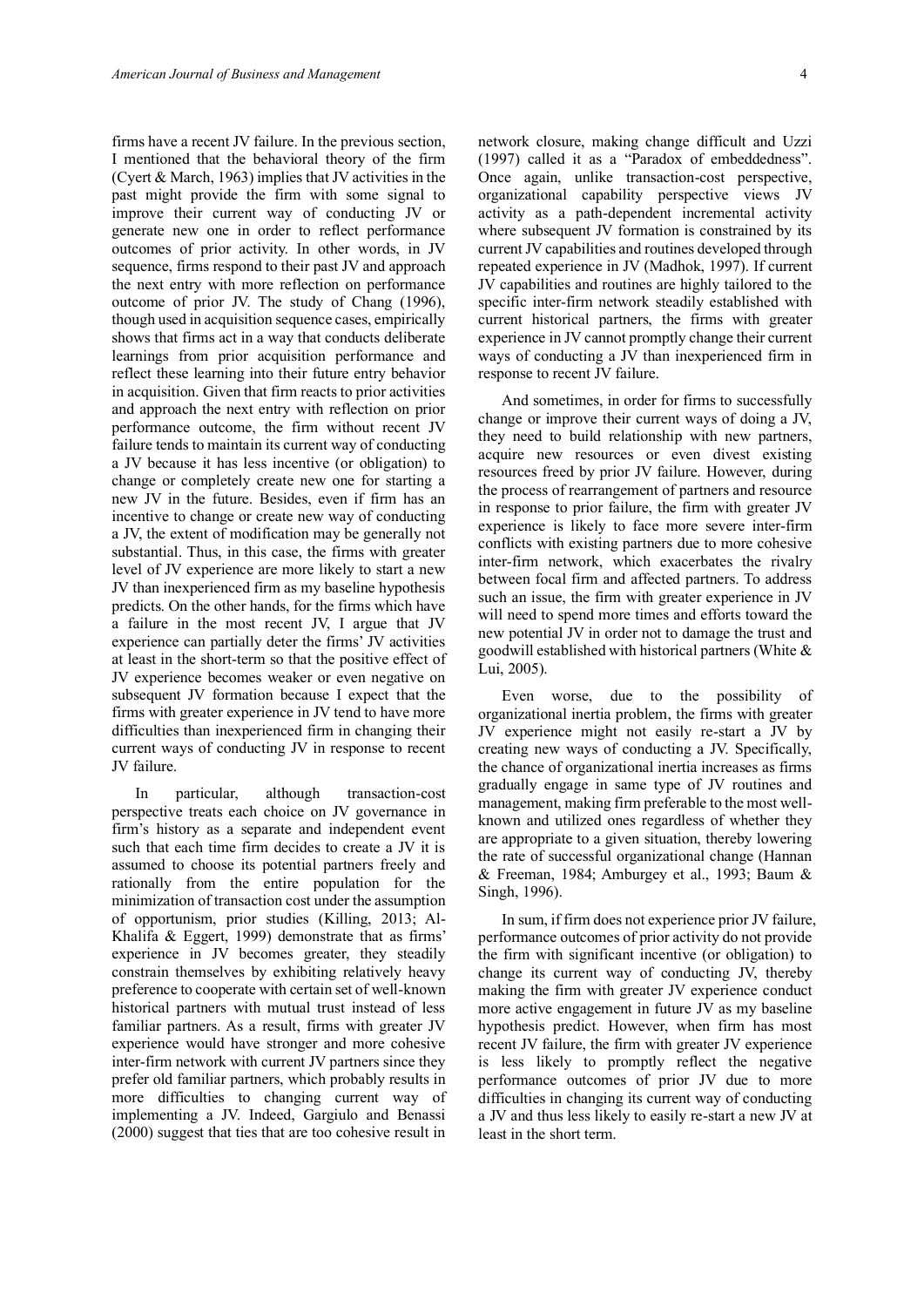firms have a recent JV failure. In the previous section, I mentioned that the behavioral theory of the firm (Cyert & March, 1963) implies that JV activities in the past might provide the firm with some signal to improve their current way of conducting JV or generate new one in order to reflect performance outcomes of prior activity. In other words, in JV sequence, firms respond to their past JV and approach the next entry with more reflection on performance outcome of prior JV. The study of Chang (1996), though used in acquisition sequence cases, empirically shows that firms act in a way that conducts deliberate learnings from prior acquisition performance and reflect these learning into their future entry behavior in acquisition. Given that firm reacts to prior activities and approach the next entry with reflection on prior performance outcome, the firm without recent JV failure tends to maintain its current way of conducting a JV because it has less incentive (or obligation) to change or completely create new one for starting a new JV in the future. Besides, even if firm has an incentive to change or create new way of conducting a JV, the extent of modification may be generally not substantial. Thus, in this case, the firms with greater level of JV experience are more likely to start a new JV than inexperienced firm as my baseline hypothesis predicts. On the other hands, for the firms which have a failure in the most recent JV, I argue that JV experience can partially deter the firms' JV activities at least in the short-term so that the positive effect of JV experience becomes weaker or even negative on subsequent JV formation because I expect that the firms with greater experience in JV tend to have more difficulties than inexperienced firm in changing their current ways of conducting JV in response to recent JV failure.

In particular, although transaction-cost perspective treats each choice on JV governance in firm's history as a separate and independent event such that each time firm decides to create a JV it is assumed to choose its potential partners freely and rationally from the entire population for the minimization of transaction cost under the assumption of opportunism, prior studies (Killing, 2013; Al-Khalifa & Eggert, 1999) demonstrate that as firms' experience in JV becomes greater, they steadily constrain themselves by exhibiting relatively heavy preference to cooperate with certain set of well-known historical partners with mutual trust instead of less familiar partners. As a result, firms with greater JV experience would have stronger and more cohesive inter-firm network with current JV partners since they prefer old familiar partners, which probably results in more difficulties to changing current way of implementing a JV. Indeed, Gargiulo and Benassi (2000) suggest that ties that are too cohesive result in network closure, making change difficult and Uzzi (1997) called it as a "Paradox of embeddedness". Once again, unlike transaction-cost perspective, organizational capability perspective views JV activity as a path-dependent incremental activity where subsequent JV formation is constrained by its current JV capabilities and routines developed through repeated experience in JV (Madhok, 1997). If current JV capabilities and routines are highly tailored to the specific inter-firm network steadily established with current historical partners, the firms with greater experience in JV cannot promptly change their current ways of conducting a JV than inexperienced firm in response to recent JV failure.

And sometimes, in order for firms to successfully change or improve their current ways of doing a JV, they need to build relationship with new partners, acquire new resources or even divest existing resources freed by prior JV failure. However, during the process of rearrangement of partners and resource in response to prior failure, the firm with greater JV experience is likely to face more severe inter-firm conflicts with existing partners due to more cohesive inter-firm network, which exacerbates the rivalry between focal firm and affected partners. To address such an issue, the firm with greater experience in JV will need to spend more times and efforts toward the new potential JV in order not to damage the trust and goodwill established with historical partners (White & Lui, 2005).

Even worse, due to the possibility of organizational inertia problem, the firms with greater JV experience might not easily re-start a JV by creating new ways of conducting a JV. Specifically, the chance of organizational inertia increases as firms gradually engage in same type of JV routines and management, making firm preferable to the most well-known and utilized ones regardless of whether they are appropriate to a given situation, thereby lowering the rate of successful organizational change (Hannan & Freeman, 1984; Amburgey et al., 1993; Baum & Singh, 1996).

In sum, if firm does not experience prior JV failure, performance outcomes of prior activity do not provide the firm with significant incentive (or obligation) to change its current way of conducting JV, thereby making the firm with greater JV experience conduct more active engagement in future JV as my baseline hypothesis predict. However, when firm has most recent JV failure, the firm with greater JV experience is less likely to promptly reflect the negative performance outcomes of prior JV due to more difficulties in changing its current way of conducting a JV and thus less likely to easily re-start a new JV at least in the short term.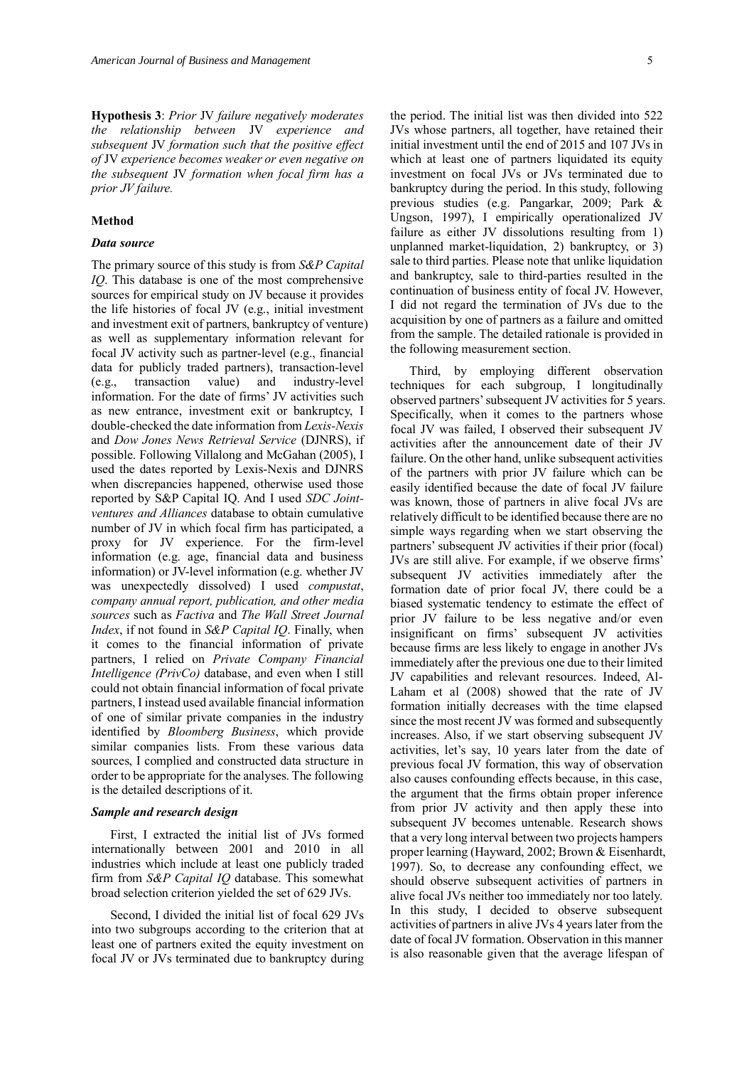**Hypothesis 3**: *Prior* JV *failure negatively moderates the relationship between* JV *experience and subsequent* JV *formation such that the positive effect of* JV *experience becomes weaker or even negative on the subsequent* JV *formation when focal firm has a prior JV failure.*

## Method

### *Data source*

The primary source of this study is from *S&P Capital IQ*. This database is one of the most comprehensive sources for empirical study on JV because it provides the life histories of focal JV (e.g., initial investment and investment exit of partners, bankruptcy of venture) as well as supplementary information relevant for focal JV activity such as partner-level (e.g., financial data for publicly traded partners), transaction-level (e.g., transaction value) and industry-level information. For the date of firms' JV activities such as new entrance, investment exit or bankruptcy, I double-checked the date information from *Lexis-Nexis* and *Dow Jones News Retrieval Service* (DJNRS), if possible. Following Villalong and McGahan (2005), I used the dates reported by Lexis-Nexis and DJNRS when discrepancies happened, otherwise used those reported by S&P Capital IQ. And I used *SDC Joint-ventures and Alliances* database to obtain cumulative number of JV in which focal firm has participated, a proxy for JV experience. For the firm-level information (e.g. age, financial data and business information) or JV-level information (e.g. whether JV was unexpectedly dissolved) I used *compustat*, *company annual report, publication, and other media sources* such as *Factiva* and *The Wall Street Journal Index*, if not found in *S&P Capital IQ*. Finally, when it comes to the financial information of private partners, I relied on *Private Company Financial Intelligence (PrivCo)* database, and even when I still could not obtain financial information of focal private partners, I instead used available financial information of one of similar private companies in the industry identified by *Bloomberg Business*, which provide similar companies lists. From these various data sources, I complied and constructed data structure in order to be appropriate for the analyses. The following is the detailed descriptions of it.

### *Sample and research design*

First, I extracted the initial list of JVs formed internationally between 2001 and 2010 in all industries which include at least one publicly traded firm from *S&P Capital IQ* database. This somewhat broad selection criterion yielded the set of 629 JVs.

Second, I divided the initial list of focal 629 JVs into two subgroups according to the criterion that at least one of partners exited the equity investment on focal JV or JVs terminated due to bankruptcy during the period. The initial list was then divided into 522 JVs whose partners, all together, have retained their initial investment until the end of 2015 and 107 JVs in which at least one of partners liquidated its equity investment on focal JVs or JVs terminated due to bankruptcy during the period. In this study, following previous studies (e.g. Pangarkar, 2009; Park & Ungson, 1997), I empirically operationalized JV failure as either JV dissolutions resulting from 1) unplanned market-liquidation, 2) bankruptcy, or 3) sale to third parties. Please note that unlike liquidation and bankruptcy, sale to third-parties resulted in the continuation of business entity of focal JV. However, I did not regard the termination of JVs due to the acquisition by one of partners as a failure and omitted from the sample. The detailed rationale is provided in the following measurement section.

Third, by employing different observation techniques for each subgroup, I longitudinally observed partners' subsequent JV activities for 5 years. Specifically, when it comes to the partners whose focal JV was failed, I observed their subsequent JV activities after the announcement date of their JV failure. On the other hand, unlike subsequent activities of the partners with prior JV failure which can be easily identified because the date of focal JV failure was known, those of partners in alive focal JVs are relatively difficult to be identified because there are no simple ways regarding when we start observing the partners' subsequent JV activities if their prior (focal) JVs are still alive. For example, if we observe firms' subsequent JV activities immediately after the formation date of prior focal JV, there could be a biased systematic tendency to estimate the effect of prior JV failure to be less negative and/or even insignificant on firms' subsequent JV activities because firms are less likely to engage in another JVs immediately after the previous one due to their limited JV capabilities and relevant resources. Indeed, Al-Laham et al (2008) showed that the rate of JV formation initially decreases with the time elapsed since the most recent JV was formed and subsequently increases. Also, if we start observing subsequent JV activities, let's say, 10 years later from the date of previous focal JV formation, this way of observation also causes confounding effects because, in this case, the argument that the firms obtain proper inference from prior JV activity and then apply these into subsequent JV becomes untenable. Research shows that a very long interval between two projects hampers proper learning (Hayward, 2002; Brown & Eisenhardt, 1997). So, to decrease any confounding effect, we should observe subsequent activities of partners in alive focal JVs neither too immediately nor too lately. In this study, I decided to observe subsequent activities of partners in alive JVs 4 years later from the date of focal JV formation. Observation in this manner is also reasonable given that the average lifespan of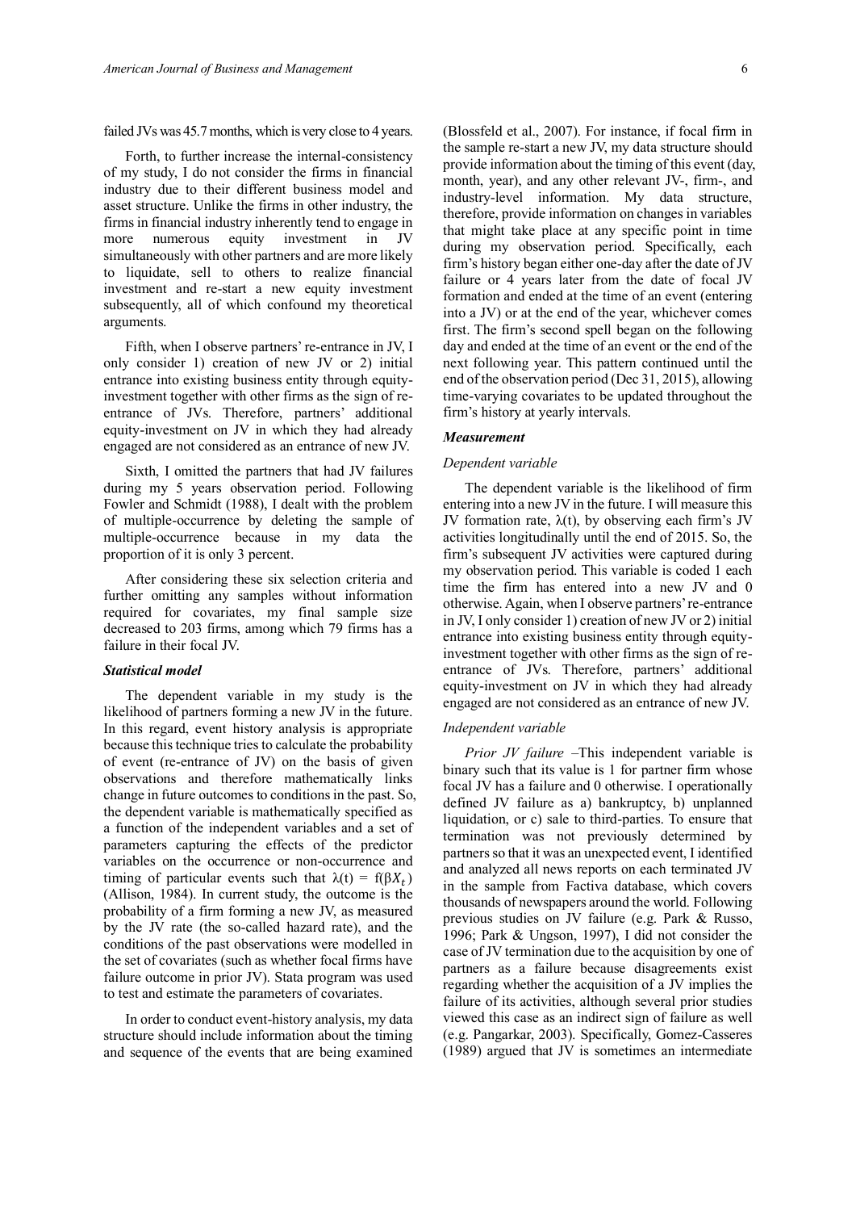failed JVs was 45.7 months, which is very close to 4 years.

Forth, to further increase the internal-consistency of my study, I do not consider the firms in financial industry due to their different business model and asset structure. Unlike the firms in other industry, the firms in financial industry inherently tend to engage in more numerous equity investment in JV simultaneously with other partners and are more likely to liquidate, sell to others to realize financial investment and re-start a new equity investment subsequently, all of which confound my theoretical arguments.

Fifth, when I observe partners' re-entrance in JV, I only consider 1) creation of new JV or 2) initial entrance into existing business entity through equity-investment together with other firms as the sign of re-entrance of JVs. Therefore, partners' additional equity-investment on JV in which they had already engaged are not considered as an entrance of new JV.

Sixth, I omitted the partners that had JV failures during my 5 years observation period. Following Fowler and Schmidt (1988), I dealt with the problem of multiple-occurrence by deleting the sample of multiple-occurrence because in my data the proportion of it is only 3 percent.

After considering these six selection criteria and further omitting any samples without information required for covariates, my final sample size decreased to 203 firms, among which 79 firms has a failure in their focal JV.

### *Statistical model*

The dependent variable in my study is the likelihood of partners forming a new JV in the future. In this regard, event history analysis is appropriate because this technique tries to calculate the probability of event (re-entrance of JV) on the basis of given observations and therefore mathematically links change in future outcomes to conditions in the past. So, the dependent variable is mathematically specified as a function of the independent variables and a set of parameters capturing the effects of the predictor variables on the occurrence or non-occurrence and timing of particular events such that $\lambda(t) = f(\beta X_t)$ (Allison, 1984). In current study, the outcome is the probability of a firm forming a new JV, as measured by the JV rate (the so-called hazard rate), and the conditions of the past observations were modelled in the set of covariates (such as whether focal firms have failure outcome in prior JV). Stata program was used to test and estimate the parameters of covariates.

In order to conduct event-history analysis, my data structure should include information about the timing and sequence of the events that are being examined (Blossfeld et al., 2007). For instance, if focal firm in the sample re-start a new JV, my data structure should provide information about the timing of this event (day, month, year), and any other relevant JV-, firm-, and industry-level information. My data structure, therefore, provide information on changes in variables that might take place at any specific point in time during my observation period. Specifically, each firm's history began either one-day after the date of JV failure or 4 years later from the date of focal JV formation and ended at the time of an event (entering into a JV) or at the end of the year, whichever comes first. The firm's second spell began on the following day and ended at the time of an event or the end of the next following year. This pattern continued until the end of the observation period (Dec 31, 2015), allowing time-varying covariates to be updated throughout the firm's history at yearly intervals.

### *Measurement*

#### *Dependent variable*

The dependent variable is the likelihood of firm entering into a new JV in the future. I will measure this JV formation rate, $\lambda(t)$, by observing each firm's JV activities longitudinally until the end of 2015. So, the firm's subsequent JV activities were captured during my observation period. This variable is coded 1 each time the firm has entered into a new JV and 0 otherwise. Again, when I observe partners' re-entrance in JV, I only consider 1) creation of new JV or 2) initial entrance into existing business entity through equity-investment together with other firms as the sign of re-entrance of JVs. Therefore, partners' additional equity-investment on JV in which they had already engaged are not considered as an entrance of new JV.

#### *Independent variable*

*Prior JV failure* –This independent variable is binary such that its value is 1 for partner firm whose focal JV has a failure and 0 otherwise. I operationally defined JV failure as a) bankruptcy, b) unplanned liquidation, or c) sale to third-parties. To ensure that termination was not previously determined by partners so that it was an unexpected event, I identified and analyzed all news reports on each terminated JV in the sample from Factiva database, which covers thousands of newspapers around the world. Following previous studies on JV failure (e.g. Park & Russo, 1996; Park & Ungson, 1997), I did not consider the case of JV termination due to the acquisition by one of partners as a failure because disagreements exist regarding whether the acquisition of a JV implies the failure of its activities, although several prior studies viewed this case as an indirect sign of failure as well (e.g. Pangarkar, 2003). Specifically, Gomez-Casseres (1989) argued that JV is sometimes an intermediate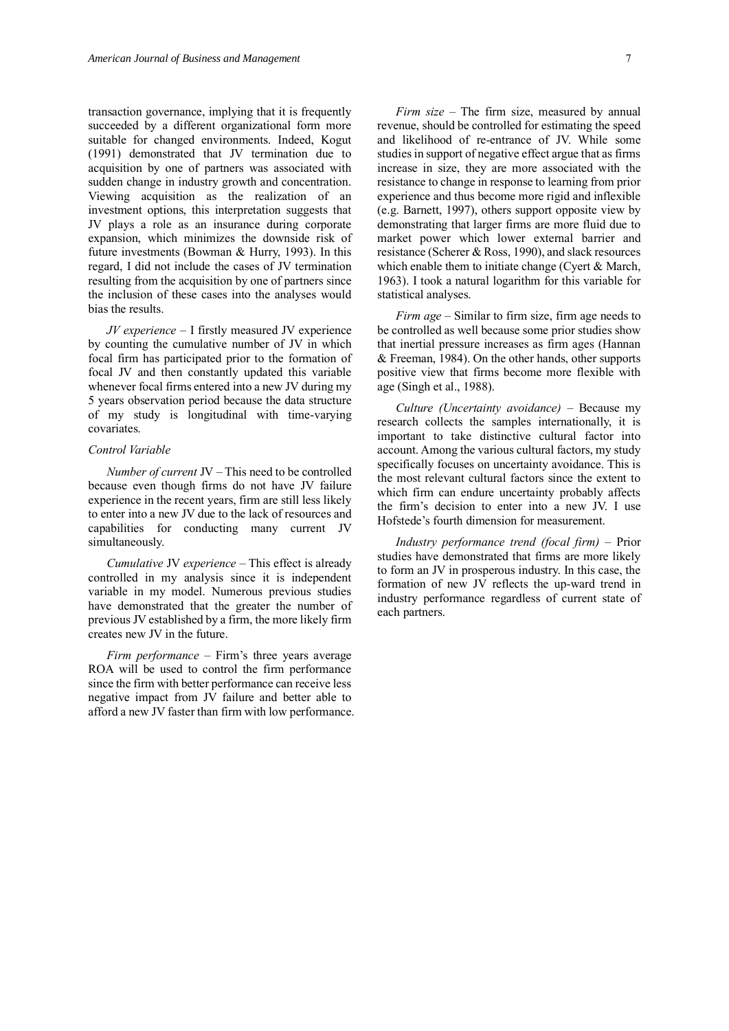transaction governance, implying that it is frequently succeeded by a different organizational form more suitable for changed environments. Indeed, Kogut (1991) demonstrated that JV termination due to acquisition by one of partners was associated with sudden change in industry growth and concentration. Viewing acquisition as the realization of an investment options, this interpretation suggests that JV plays a role as an insurance during corporate expansion, which minimizes the downside risk of future investments (Bowman & Hurry, 1993). In this regard, I did not include the cases of JV termination resulting from the acquisition by one of partners since the inclusion of these cases into the analyses would bias the results.

*JV experience* – I firstly measured JV experience by counting the cumulative number of JV in which focal firm has participated prior to the formation of focal JV and then constantly updated this variable whenever focal firms entered into a new JV during my 5 years observation period because the data structure of my study is longitudinal with time-varying covariates.

*Control Variable*

*Number of current* JV – This need to be controlled because even though firms do not have JV failure experience in the recent years, firm are still less likely to enter into a new JV due to the lack of resources and capabilities for conducting many current JV simultaneously.

*Cumulative* JV *experience* – This effect is already controlled in my analysis since it is independent variable in my model. Numerous previous studies have demonstrated that the greater the number of previous JV established by a firm, the more likely firm creates new JV in the future.

*Firm performance* – Firm's three years average ROA will be used to control the firm performance since the firm with better performance can receive less negative impact from JV failure and better able to afford a new JV faster than firm with low performance.

*Firm size* – The firm size, measured by annual revenue, should be controlled for estimating the speed and likelihood of re-entrance of JV. While some studies in support of negative effect argue that as firms increase in size, they are more associated with the resistance to change in response to learning from prior experience and thus become more rigid and inflexible (e.g. Barnett, 1997), others support opposite view by demonstrating that larger firms are more fluid due to market power which lower external barrier and resistance (Scherer & Ross, 1990), and slack resources which enable them to initiate change (Cyert & March, 1963). I took a natural logarithm for this variable for statistical analyses.

*Firm age* – Similar to firm size, firm age needs to be controlled as well because some prior studies show that inertial pressure increases as firm ages (Hannan & Freeman, 1984). On the other hands, other supports positive view that firms become more flexible with age (Singh et al., 1988).

*Culture (Uncertainty avoidance)* – Because my research collects the samples internationally, it is important to take distinctive cultural factor into account. Among the various cultural factors, my study specifically focuses on uncertainty avoidance. This is the most relevant cultural factors since the extent to which firm can endure uncertainty probably affects the firm's decision to enter into a new JV. I use Hofstede's fourth dimension for measurement.

*Industry performance trend (focal firm)* – Prior studies have demonstrated that firms are more likely to form an JV in prosperous industry. In this case, the formation of new JV reflects the up-ward trend in industry performance regardless of current state of each partners.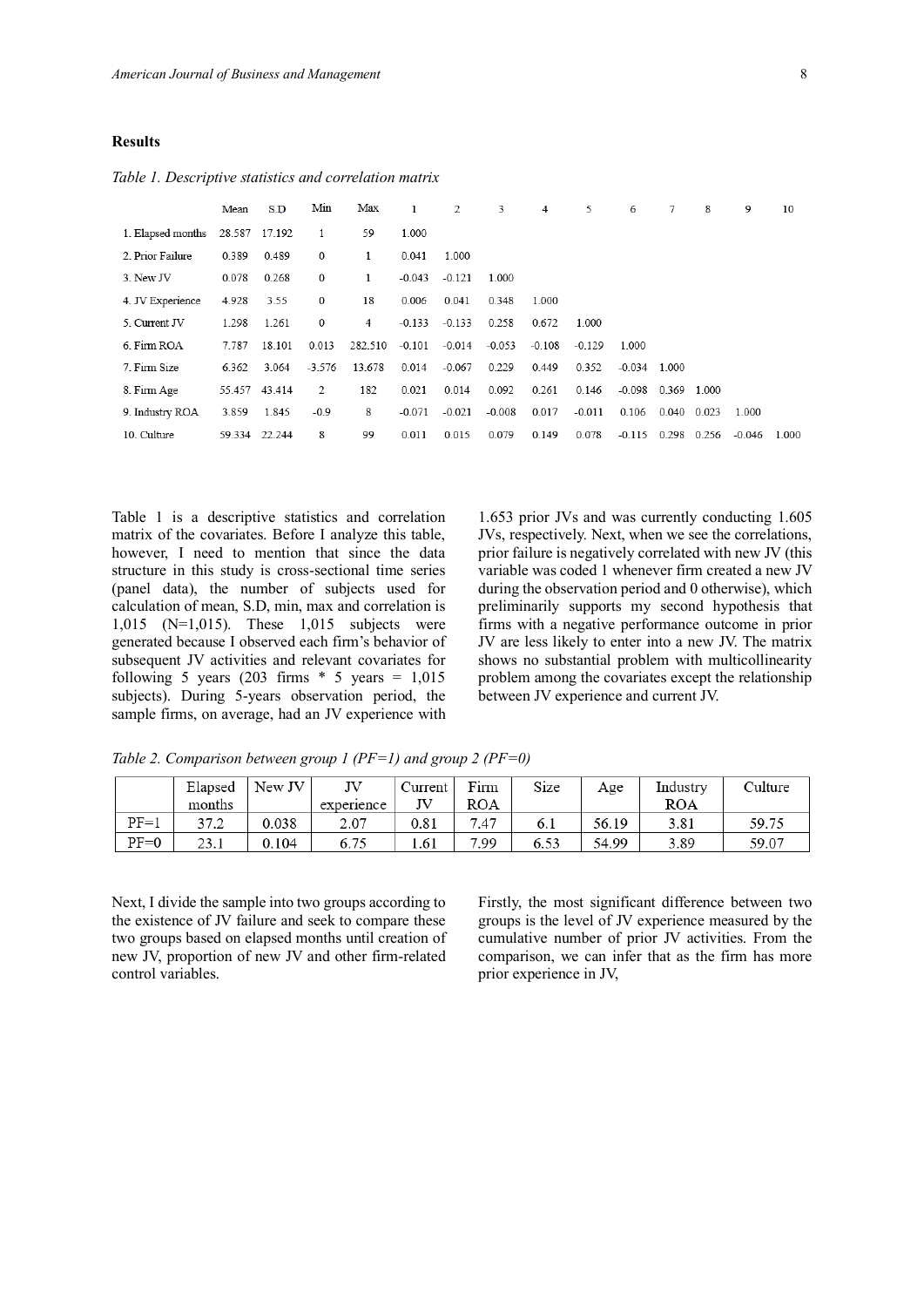## Results

*Table 1. Descriptive statistics and correlation matrix*

| | Mean | S.D | Min | Max | 1 | 2 | 3 | 4 | 5 | 6 | 7 | 8 | 9 | 10 |
|---|---|---|---|---|---|---|---|---|---|---|---|---|---|---|
| 1. Elapsed months | 28.587 | 17.192 | 1 | 59 | 1.000 | | | | | | | | | |
| 2. Prior Failure | 0.389 | 0.489 | 0 | 1 | 0.041 | 1.000 | | | | | | | | |
| 3. New JV | 0.078 | 0.268 | 0 | 1 | -0.043 | -0.121 | 1.000 | | | | | | | |
| 4. JV Experience | 4.928 | 3.55 | 0 | 18 | 0.006 | 0.041 | 0.348 | 1.000 | | | | | | |
| 5. Current JV | 1.298 | 1.261 | 0 | 4 | -0.133 | -0.133 | 0.258 | 0.672 | 1.000 | | | | | |
| 6. Firm ROA | 7.787 | 18.101 | 0.013 | 282.510 | -0.101 | -0.014 | -0.053 | -0.108 | -0.129 | 1.000 | | | | |
| 7. Firm Size | 6.362 | 3.064 | -3.576 | 13.678 | 0.014 | -0.067 | 0.229 | 0.449 | 0.352 | -0.034 | 1.000 | | | |
| 8. Firm Age | 55.457 | 43.414 | 2 | 182 | 0.021 | 0.014 | 0.092 | 0.261 | 0.146 | -0.098 | 0.369 | 1.000 | | |
| 9. Industry ROA | 3.859 | 1.845 | -0.9 | 8 | -0.071 | -0.021 | -0.008 | 0.017 | -0.011 | 0.106 | 0.040 | 0.023 | 1.000 | |
| 10. Culture | 59.334 | 22.244 | 8 | 99 | 0.011 | 0.015 | 0.079 | 0.149 | 0.078 | -0.115 | 0.298 | 0.256 | -0.046 | 1.000 |

Table 1 is a descriptive statistics and correlation matrix of the covariates. Before I analyze this table, however, I need to mention that since the data structure in this study is cross-sectional time series (panel data), the number of subjects used for calculation of mean, S.D, min, max and correlation is 1,015 (N=1,015). These 1,015 subjects were generated because I observed each firm's behavior of subsequent JV activities and relevant covariates for following 5 years (203 firms * 5 years = 1,015 subjects). During 5-years observation period, the sample firms, on average, had an JV experience with 1.653 prior JVs and was currently conducting 1.605 JVs, respectively. Next, when we see the correlations, prior failure is negatively correlated with new JV (this variable was coded 1 whenever firm created a new JV during the observation period and 0 otherwise), which preliminarily supports my second hypothesis that firms with a negative performance outcome in prior JV are less likely to enter into a new JV. The matrix shows no substantial problem with multicollinearity problem among the covariates except the relationship between JV experience and current JV.

*Table 2. Comparison between group 1 (PF=1) and group 2 (PF=0)*

| | Elapsed months | New JV | JV experience | Current JV | Firm ROA | Size | Age | Industry ROA | Culture |
|---|---|---|---|---|---|---|---|---|---|
| PF=1 | 37.2 | 0.038 | 2.07 | 0.81 | 7.47 | 6.1 | 56.19 | 3.81 | 59.75 |
| PF=0 | 23.1 | 0.104 | 6.75 | 1.61 | 7.99 | 6.53 | 54.99 | 3.89 | 59.07 |

Next, I divide the sample into two groups according to the existence of JV failure and seek to compare these two groups based on elapsed months until creation of new JV, proportion of new JV and other firm-related control variables.

Firstly, the most significant difference between two groups is the level of JV experience measured by the cumulative number of prior JV activities. From the comparison, we can infer that as the firm has more prior experience in JV,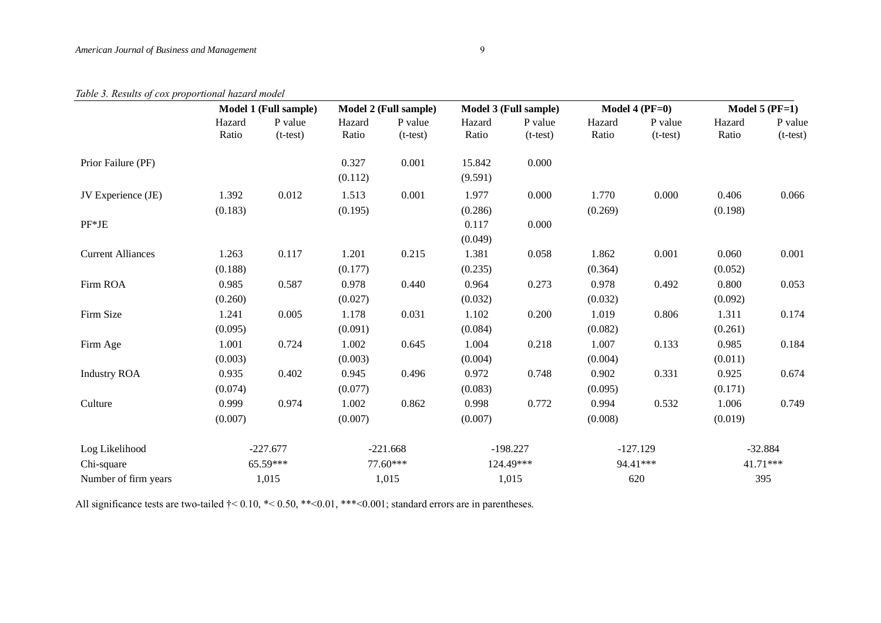*Table 3. Results of cox proportional hazard model*

| | Model 1 (Full sample) | | Model 2 (Full sample) | | Model 3 (Full sample) | | Model 4 (PF=0) | | Model 5 (PF=1) | |
|---|---|---|---|---|---|---|---|---|---|---|
| | Hazard Ratio | P value (t-test) | Hazard Ratio | P value (t-test) | Hazard Ratio | P value (t-test) | Hazard Ratio | P value (t-test) | Hazard Ratio | P value (t-test) |
| Prior Failure (PF) | | | 0.327 | 0.001 | 15.842 | 0.000 | | | | |
| | | | (0.112) | | (9.591) | | | | | |
| JV Experience (JE) | 1.392 | 0.012 | 1.513 | 0.001 | 1.977 | 0.000 | 1.770 | 0.000 | 0.406 | 0.066 |
| | (0.183) | | (0.195) | | (0.286) | | (0.269) | | (0.198) | |
| PF*JE | | | | | 0.117 | 0.000 | | | | |
| | | | | | (0.049) | | | | | |
| Current Alliances | 1.263 | 0.117 | 1.201 | 0.215 | 1.381 | 0.058 | 1.862 | 0.001 | 0.060 | 0.001 |
| | (0.188) | | (0.177) | | (0.235) | | (0.364) | | (0.052) | |
| Firm ROA | 0.985 | 0.587 | 0.978 | 0.440 | 0.964 | 0.273 | 0.978 | 0.492 | 0.800 | 0.053 |
| | (0.260) | | (0.027) | | (0.032) | | (0.032) | | (0.092) | |
| Firm Size | 1.241 | 0.005 | 1.178 | 0.031 | 1.102 | 0.200 | 1.019 | 0.806 | 1.311 | 0.174 |
| | (0.095) | | (0.091) | | (0.084) | | (0.082) | | (0.261) | |
| Firm Age | 1.001 | 0.724 | 1.002 | 0.645 | 1.004 | 0.218 | 1.007 | 0.133 | 0.985 | 0.184 |
| | (0.003) | | (0.003) | | (0.004) | | (0.004) | | (0.011) | |
| Industry ROA | 0.935 | 0.402 | 0.945 | 0.496 | 0.972 | 0.748 | 0.902 | 0.331 | 0.925 | 0.674 |
| | (0.074) | | (0.077) | | (0.083) | | (0.095) | | (0.171) | |
| Culture | 0.999 | 0.974 | 1.002 | 0.862 | 0.998 | 0.772 | 0.994 | 0.532 | 1.006 | 0.749 |
| | (0.007) | | (0.007) | | (0.007) | | (0.008) | | (0.019) | |
| Log Likelihood | -227.677 | | -221.668 | | -198.227 | | -127.129 | | -32.884 | |
| Chi-square | 65.59*** | | 77.60*** | | 124.49*** | | 94.41*** | | 41.71*** | |
| Number of firm years | 1,015 | | 1,015 | | 1,015 | | 620 | | 395 | |

All significance tests are two-tailed †< 0.10, *< 0.50, **<0.01, ***<0.001; standard errors are in parentheses.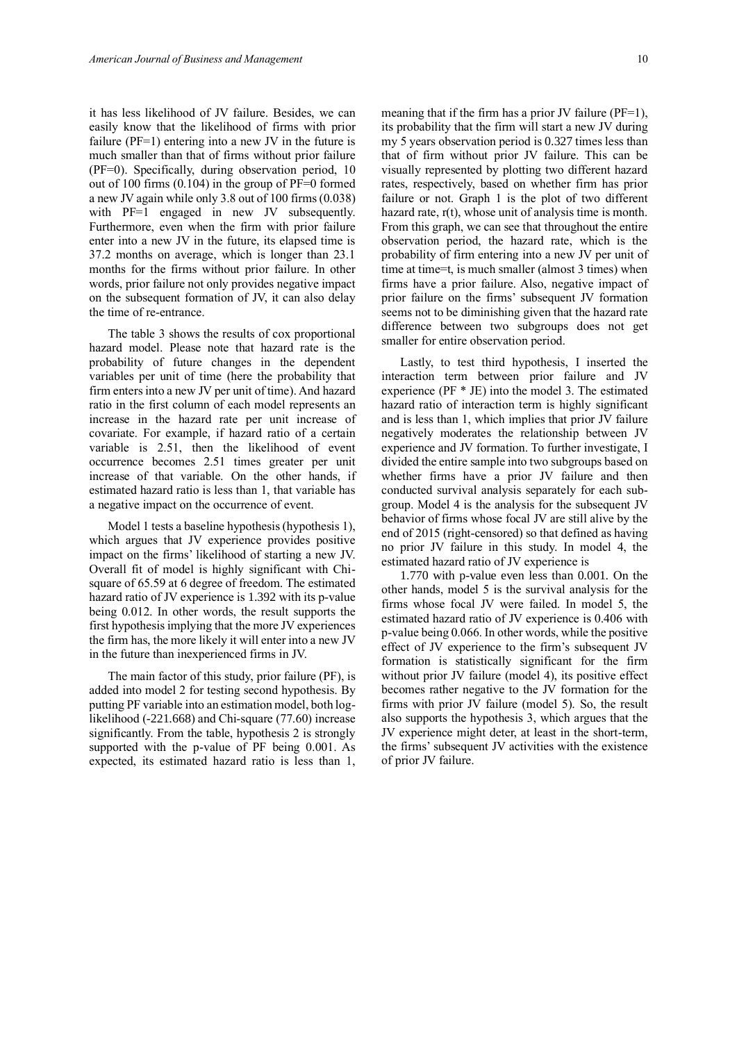it has less likelihood of JV failure. Besides, we can easily know that the likelihood of firms with prior failure (PF=1) entering into a new JV in the future is much smaller than that of firms without prior failure (PF=0). Specifically, during observation period, 10 out of 100 firms (0.104) in the group of PF=0 formed a new JV again while only 3.8 out of 100 firms (0.038) with PF=1 engaged in new JV subsequently. Furthermore, even when the firm with prior failure enter into a new JV in the future, its elapsed time is 37.2 months on average, which is longer than 23.1 months for the firms without prior failure. In other words, prior failure not only provides negative impact on the subsequent formation of JV, it can also delay the time of re-entrance.

The table 3 shows the results of cox proportional hazard model. Please note that hazard rate is the probability of future changes in the dependent variables per unit of time (here the probability that firm enters into a new JV per unit of time). And hazard ratio in the first column of each model represents an increase in the hazard rate per unit increase of covariate. For example, if hazard ratio of a certain variable is 2.51, then the likelihood of event occurrence becomes 2.51 times greater per unit increase of that variable. On the other hands, if estimated hazard ratio is less than 1, that variable has a negative impact on the occurrence of event.

Model 1 tests a baseline hypothesis (hypothesis 1), which argues that JV experience provides positive impact on the firms' likelihood of starting a new JV. Overall fit of model is highly significant with Chi-square of 65.59 at 6 degree of freedom. The estimated hazard ratio of JV experience is 1.392 with its p-value being 0.012. In other words, the result supports the first hypothesis implying that the more JV experiences the firm has, the more likely it will enter into a new JV in the future than inexperienced firms in JV.

The main factor of this study, prior failure (PF), is added into model 2 for testing second hypothesis. By putting PF variable into an estimation model, both log-likelihood (-221.668) and Chi-square (77.60) increase significantly. From the table, hypothesis 2 is strongly supported with the p-value of PF being 0.001. As expected, its estimated hazard ratio is less than 1, meaning that if the firm has a prior JV failure (PF=1), its probability that the firm will start a new JV during my 5 years observation period is 0.327 times less than that of firm without prior JV failure. This can be visually represented by plotting two different hazard rates, respectively, based on whether firm has prior failure or not. Graph 1 is the plot of two different hazard rate, r(t), whose unit of analysis time is month. From this graph, we can see that throughout the entire observation period, the hazard rate, which is the probability of firm entering into a new JV per unit of time at time=t, is much smaller (almost 3 times) when firms have a prior failure. Also, negative impact of prior failure on the firms' subsequent JV formation seems not to be diminishing given that the hazard rate difference between two subgroups does not get smaller for entire observation period.

Lastly, to test third hypothesis, I inserted the interaction term between prior failure and JV experience (PF * JE) into the model 3. The estimated hazard ratio of interaction term is highly significant and is less than 1, which implies that prior JV failure negatively moderates the relationship between JV experience and JV formation. To further investigate, I divided the entire sample into two subgroups based on whether firms have a prior JV failure and then conducted survival analysis separately for each sub-group. Model 4 is the analysis for the subsequent JV behavior of firms whose focal JV are still alive by the end of 2015 (right-censored) so that defined as having no prior JV failure in this study. In model 4, the estimated hazard ratio of JV experience is 1.770 with p-value even less than 0.001. On the other hands, model 5 is the survival analysis for the firms whose focal JV were failed. In model 5, the estimated hazard ratio of JV experience is 0.406 with p-value being 0.066. In other words, while the positive effect of JV experience to the firm's subsequent JV formation is statistically significant for the firm without prior JV failure (model 4), its positive effect becomes rather negative to the JV formation for the firms with prior JV failure (model 5). So, the result also supports the hypothesis 3, which argues that the JV experience might deter, at least in the short-term, the firms' subsequent JV activities with the existence of prior JV failure.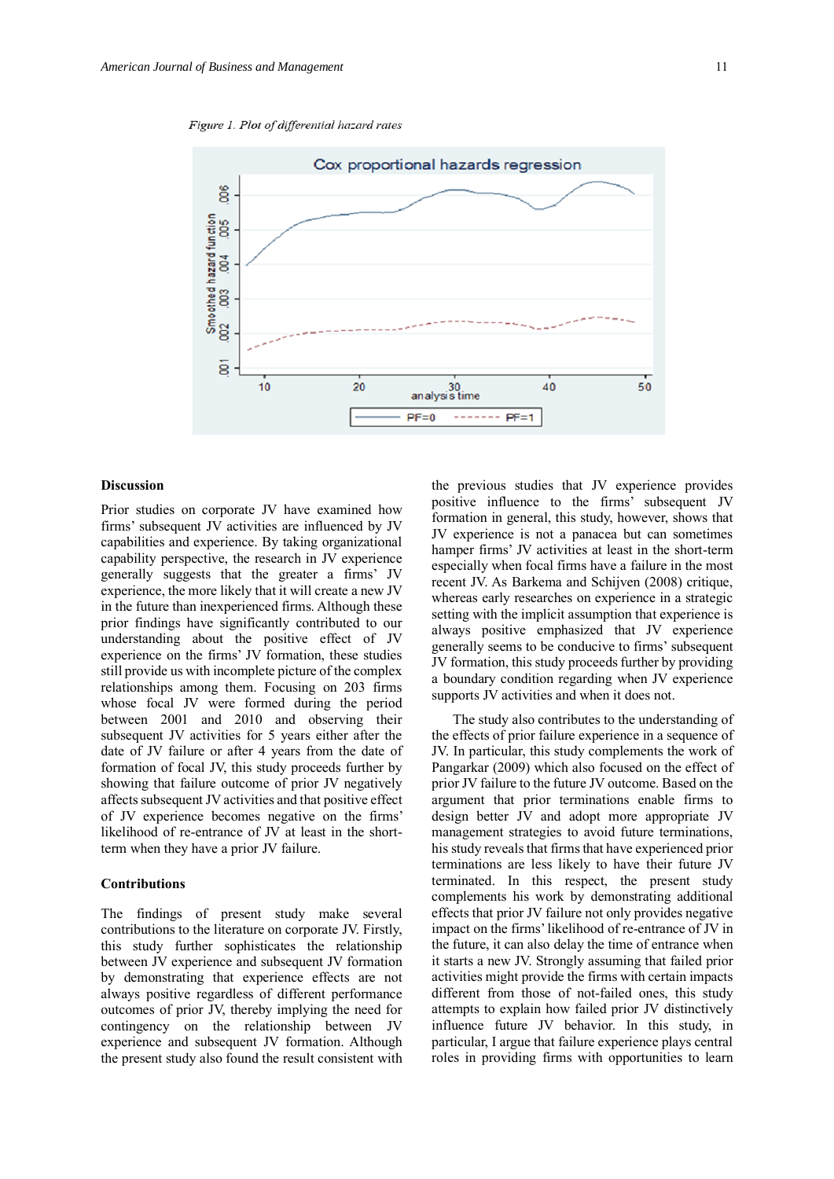*Figure 1. Plot of differential hazard rates*

## Discussion

Prior studies on corporate JV have examined how firms' subsequent JV activities are influenced by JV capabilities and experience. By taking organizational capability perspective, the research in JV experience generally suggests that the greater a firms' JV experience, the more likely that it will create a new JV in the future than inexperienced firms. Although these prior findings have significantly contributed to our understanding about the positive effect of JV experience on the firms' JV formation, these studies still provide us with incomplete picture of the complex relationships among them. Focusing on 203 firms whose focal JV were formed during the period between 2001 and 2010 and observing their subsequent JV activities for 5 years either after the date of JV failure or after 4 years from the date of formation of focal JV, this study proceeds further by showing that failure outcome of prior JV negatively affects subsequent JV activities and that positive effect of JV experience becomes negative on the firms' likelihood of re-entrance of JV at least in the short-term when they have a prior JV failure.

## Contributions

The findings of present study make several contributions to the literature on corporate JV. Firstly, this study further sophisticates the relationship between JV experience and subsequent JV formation by demonstrating that experience effects are not always positive regardless of different performance outcomes of prior JV, thereby implying the need for contingency on the relationship between JV experience and subsequent JV formation. Although the present study also found the result consistent with the previous studies that JV experience provides positive influence to the firms' subsequent JV formation in general, this study, however, shows that JV experience is not a panacea but can sometimes hamper firms' JV activities at least in the short-term especially when focal firms have a failure in the most recent JV. As Barkema and Schijven (2008) critique, whereas early researches on experience in a strategic setting with the implicit assumption that experience is always positive emphasized that JV experience generally seems to be conducive to firms' subsequent JV formation, this study proceeds further by providing a boundary condition regarding when JV experience supports JV activities and when it does not.

The study also contributes to the understanding of the effects of prior failure experience in a sequence of JV. In particular, this study complements the work of Pangarkar (2009) which also focused on the effect of prior JV failure to the future JV outcome. Based on the argument that prior terminations enable firms to design better JV and adopt more appropriate JV management strategies to avoid future terminations, his study reveals that firms that have experienced prior terminations are less likely to have their future JV terminated. In this respect, the present study complements his work by demonstrating additional effects that prior JV failure not only provides negative impact on the firms' likelihood of re-entrance of JV in the future, it can also delay the time of entrance when it starts a new JV. Strongly assuming that failed prior activities might provide the firms with certain impacts different from those of not-failed ones, this study attempts to explain how failed prior JV distinctively influence future JV behavior. In this study, in particular, I argue that failure experience plays central roles in providing firms with opportunities to learn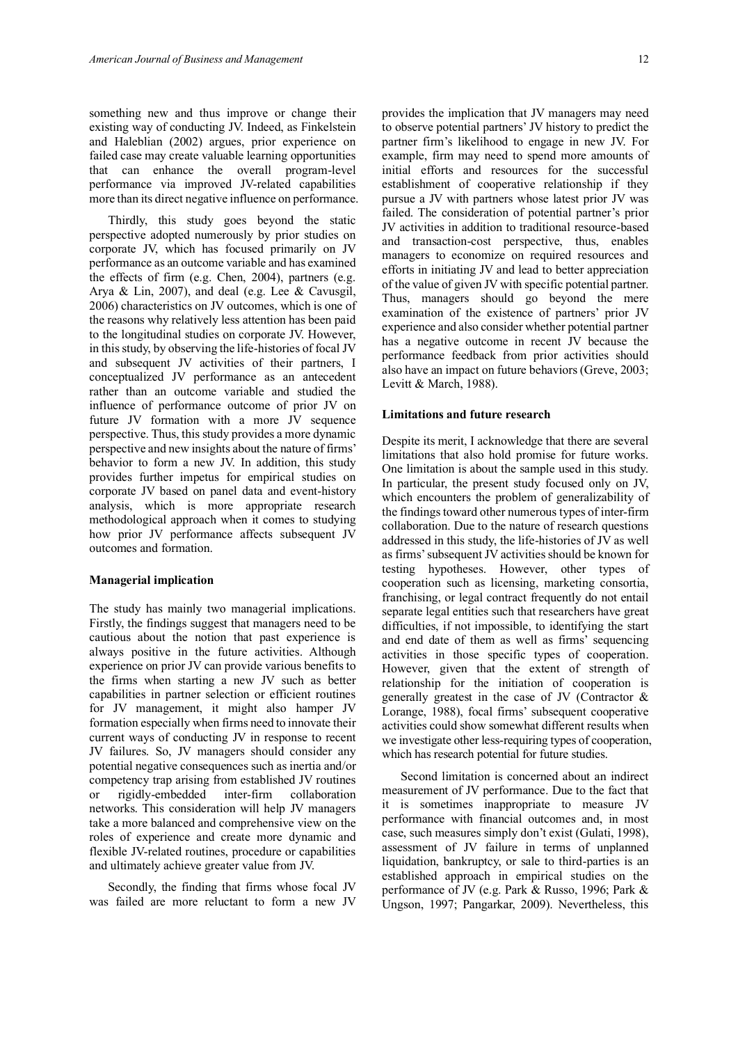something new and thus improve or change their existing way of conducting JV. Indeed, as Finkelstein and Haleblian (2002) argues, prior experience on failed case may create valuable learning opportunities that can enhance the overall program-level performance via improved JV-related capabilities more than its direct negative influence on performance.

Thirdly, this study goes beyond the static perspective adopted numerously by prior studies on corporate JV, which has focused primarily on JV performance as an outcome variable and has examined the effects of firm (e.g. Chen, 2004), partners (e.g. Arya & Lin, 2007), and deal (e.g. Lee & Cavusgil, 2006) characteristics on JV outcomes, which is one of the reasons why relatively less attention has been paid to the longitudinal studies on corporate JV. However, in this study, by observing the life-histories of focal JV and subsequent JV activities of their partners, I conceptualized JV performance as an antecedent rather than an outcome variable and studied the influence of performance outcome of prior JV on future JV formation with a more JV sequence perspective. Thus, this study provides a more dynamic perspective and new insights about the nature of firms' behavior to form a new JV. In addition, this study provides further impetus for empirical studies on corporate JV based on panel data and event-history analysis, which is more appropriate research methodological approach when it comes to studying how prior JV performance affects subsequent JV outcomes and formation.

**Managerial implication**

The study has mainly two managerial implications. Firstly, the findings suggest that managers need to be cautious about the notion that past experience is always positive in the future activities. Although experience on prior JV can provide various benefits to the firms when starting a new JV such as better capabilities in partner selection or efficient routines for JV management, it might also hamper JV formation especially when firms need to innovate their current ways of conducting JV in response to recent JV failures. So, JV managers should consider any potential negative consequences such as inertia and/or competency trap arising from established JV routines or rigidly-embedded inter-firm collaboration networks. This consideration will help JV managers take a more balanced and comprehensive view on the roles of experience and create more dynamic and flexible JV-related routines, procedure or capabilities and ultimately achieve greater value from JV.

Secondly, the finding that firms whose focal JV was failed are more reluctant to form a new JV provides the implication that JV managers may need to observe potential partners' JV history to predict the partner firm's likelihood to engage in new JV. For example, firm may need to spend more amounts of initial efforts and resources for the successful establishment of cooperative relationship if they pursue a JV with partners whose latest prior JV was failed. The consideration of potential partner's prior JV activities in addition to traditional resource-based and transaction-cost perspective, thus, enables managers to economize on required resources and efforts in initiating JV and lead to better appreciation of the value of given JV with specific potential partner. Thus, managers should go beyond the mere examination of the existence of partners' prior JV experience and also consider whether potential partner has a negative outcome in recent JV because the performance feedback from prior activities should also have an impact on future behaviors (Greve, 2003; Levitt & March, 1988).

**Limitations and future research**

Despite its merit, I acknowledge that there are several limitations that also hold promise for future works. One limitation is about the sample used in this study. In particular, the present study focused only on JV, which encounters the problem of generalizability of the findings toward other numerous types of inter-firm collaboration. Due to the nature of research questions addressed in this study, the life-histories of JV as well as firms' subsequent JV activities should be known for testing hypotheses. However, other types of cooperation such as licensing, marketing consortia, franchising, or legal contract frequently do not entail separate legal entities such that researchers have great difficulties, if not impossible, to identifying the start and end date of them as well as firms' sequencing activities in those specific types of cooperation. However, given that the extent of strength of relationship for the initiation of cooperation is generally greatest in the case of JV (Contractor & Lorange, 1988), focal firms' subsequent cooperative activities could show somewhat different results when we investigate other less-requiring types of cooperation, which has research potential for future studies.

Second limitation is concerned about an indirect measurement of JV performance. Due to the fact that it is sometimes inappropriate to measure JV performance with financial outcomes and, in most case, such measures simply don't exist (Gulati, 1998), assessment of JV failure in terms of unplanned liquidation, bankruptcy, or sale to third-parties is an established approach in empirical studies on the performance of JV (e.g. Park & Russo, 1996; Park & Ungson, 1997; Pangarkar, 2009). Nevertheless, this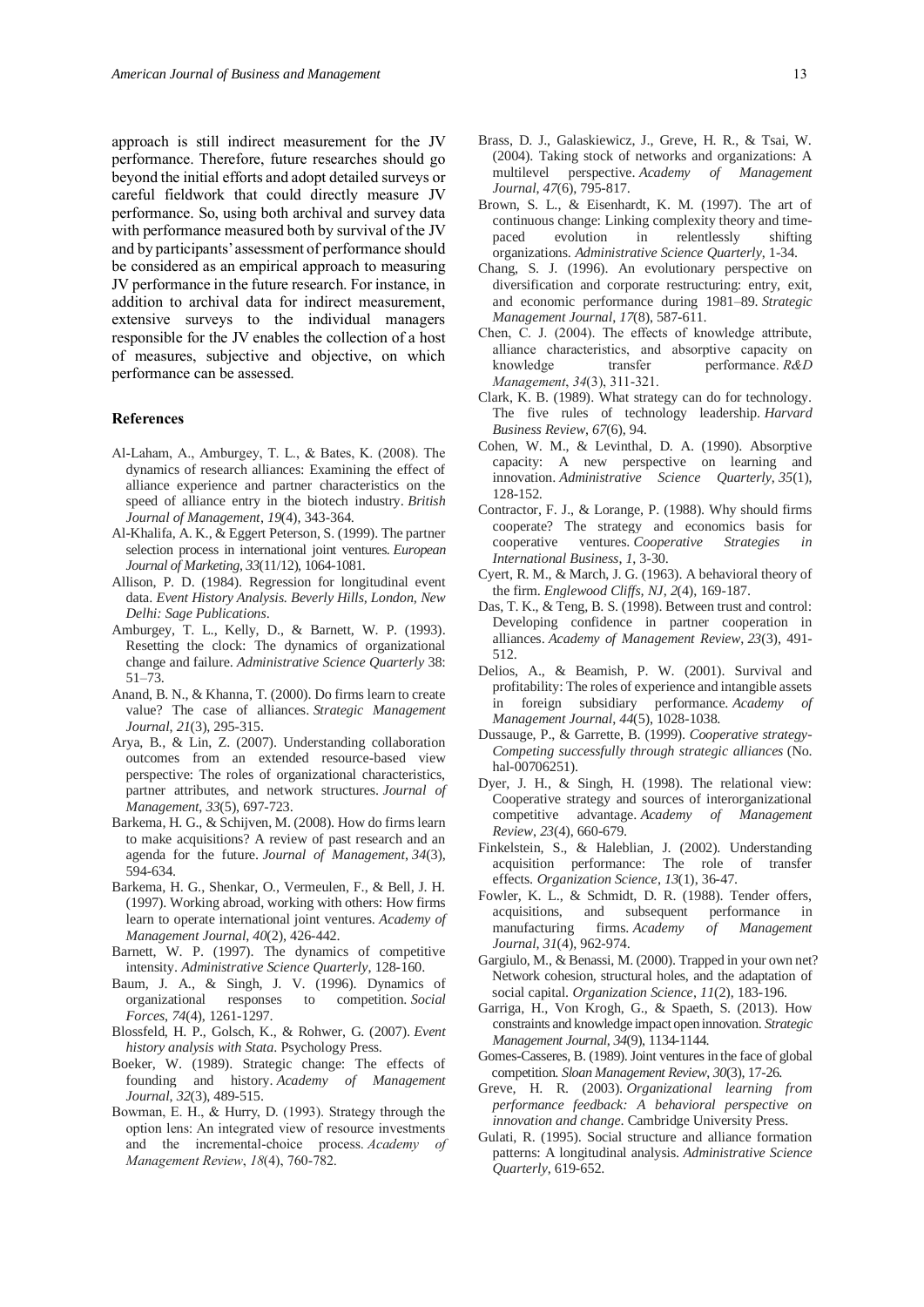approach is still indirect measurement for the JV performance. Therefore, future researches should go beyond the initial efforts and adopt detailed surveys or careful fieldwork that could directly measure JV performance. So, using both archival and survey data with performance measured both by survival of the JV and by participants' assessment of performance should be considered as an empirical approach to measuring JV performance in the future research. For instance, in addition to archival data for indirect measurement, extensive surveys to the individual managers responsible for the JV enables the collection of a host of measures, subjective and objective, on which performance can be assessed.

## References

Al-Laham, A., Amburgey, T. L., & Bates, K. (2008). The dynamics of research alliances: Examining the effect of alliance experience and partner characteristics on the speed of alliance entry in the biotech industry. *British Journal of Management*, *19*(4), 343-364.

Al-Khalifa, A. K., & Eggert Peterson, S. (1999). The partner selection process in international joint ventures. *European Journal of Marketing*, *33*(11/12), 1064-1081.

Allison, P. D. (1984). Regression for longitudinal event data. *Event History Analysis. Beverly Hills, London, New Delhi: Sage Publications*.

Amburgey, T. L., Kelly, D., & Barnett, W. P. (1993). Resetting the clock: The dynamics of organizational change and failure. *Administrative Science Quarterly* 38: 51–73.

Anand, B. N., & Khanna, T. (2000). Do firms learn to create value? The case of alliances. *Strategic Management Journal*, *21*(3), 295-315.

Arya, B., & Lin, Z. (2007). Understanding collaboration outcomes from an extended resource-based view perspective: The roles of organizational characteristics, partner attributes, and network structures. *Journal of Management*, *33*(5), 697-723.

Barkema, H. G., & Schijven, M. (2008). How do firms learn to make acquisitions? A review of past research and an agenda for the future. *Journal of Management*, *34*(3), 594-634.

Barkema, H. G., Shenkar, O., Vermeulen, F., & Bell, J. H. (1997). Working abroad, working with others: How firms learn to operate international joint ventures. *Academy of Management Journal*, *40*(2), 426-442.

Barnett, W. P. (1997). The dynamics of competitive intensity. *Administrative Science Quarterly*, 128-160.

Baum, J. A., & Singh, J. V. (1996). Dynamics of organizational responses to competition. *Social Forces*, *74*(4), 1261-1297.

Blossfeld, H. P., Golsch, K., & Rohwer, G. (2007). *Event history analysis with Stata*. Psychology Press.

Boeker, W. (1989). Strategic change: The effects of founding and history. *Academy of Management Journal*, *32*(3), 489-515.

Bowman, E. H., & Hurry, D. (1993). Strategy through the option lens: An integrated view of resource investments and the incremental-choice process. *Academy of Management Review*, *18*(4), 760-782.

Brass, D. J., Galaskiewicz, J., Greve, H. R., & Tsai, W. (2004). Taking stock of networks and organizations: A multilevel perspective. *Academy of Management Journal*, *47*(6), 795-817.

Brown, S. L., & Eisenhardt, K. M. (1997). The art of continuous change: Linking complexity theory and time-paced evolution in relentlessly shifting organizations. *Administrative Science Quarterly*, 1-34.

Chang, S. J. (1996). An evolutionary perspective on diversification and corporate restructuring: entry, exit, and economic performance during 1981–89. *Strategic Management Journal*, *17*(8), 587-611.

Chen, C. J. (2004). The effects of knowledge attribute, alliance characteristics, and absorptive capacity on knowledge transfer performance. *R&D Management*, *34*(3), 311-321.

Clark, K. B. (1989). What strategy can do for technology. The five rules of technology leadership. *Harvard Business Review*, *67*(6), 94.

Cohen, W. M., & Levinthal, D. A. (1990). Absorptive capacity: A new perspective on learning and innovation. *Administrative Science Quarterly*, *35*(1), 128-152.

Contractor, F. J., & Lorange, P. (1988). Why should firms cooperate? The strategy and economics basis for cooperative ventures. *Cooperative Strategies in International Business*, *1*, 3-30.

Cyert, R. M., & March, J. G. (1963). A behavioral theory of the firm. *Englewood Cliffs, NJ*, *2*(4), 169-187.

Das, T. K., & Teng, B. S. (1998). Between trust and control: Developing confidence in partner cooperation in alliances. *Academy of Management Review*, *23*(3), 491-512.

Delios, A., & Beamish, P. W. (2001). Survival and profitability: The roles of experience and intangible assets in foreign subsidiary performance. *Academy of Management Journal*, *44*(5), 1028-1038.

Dussauge, P., & Garrette, B. (1999). *Cooperative strategy-Competing successfully through strategic alliances* (No. hal-00706251).

Dyer, J. H., & Singh, H. (1998). The relational view: Cooperative strategy and sources of interorganizational competitive advantage. *Academy of Management Review*, *23*(4), 660-679.

Finkelstein, S., & Haleblian, J. (2002). Understanding acquisition performance: The role of transfer effects. *Organization Science*, *13*(1), 36-47.

Fowler, K. L., & Schmidt, D. R. (1988). Tender offers, acquisitions, and subsequent performance in manufacturing firms. *Academy of Management Journal*, *31*(4), 962-974.

Gargiulo, M., & Benassi, M. (2000). Trapped in your own net? Network cohesion, structural holes, and the adaptation of social capital. *Organization Science*, *11*(2), 183-196.

Garriga, H., Von Krogh, G., & Spaeth, S. (2013). How constraints and knowledge impact open innovation. *Strategic Management Journal*, *34*(9), 1134-1144.

Gomes-Casseres, B. (1989). Joint ventures in the face of global competition. *Sloan Management Review*, *30*(3), 17-26.

Greve, H. R. (2003). *Organizational learning from performance feedback: A behavioral perspective on innovation and change*. Cambridge University Press.

Gulati, R. (1995). Social structure and alliance formation patterns: A longitudinal analysis. *Administrative Science Quarterly*, 619-652.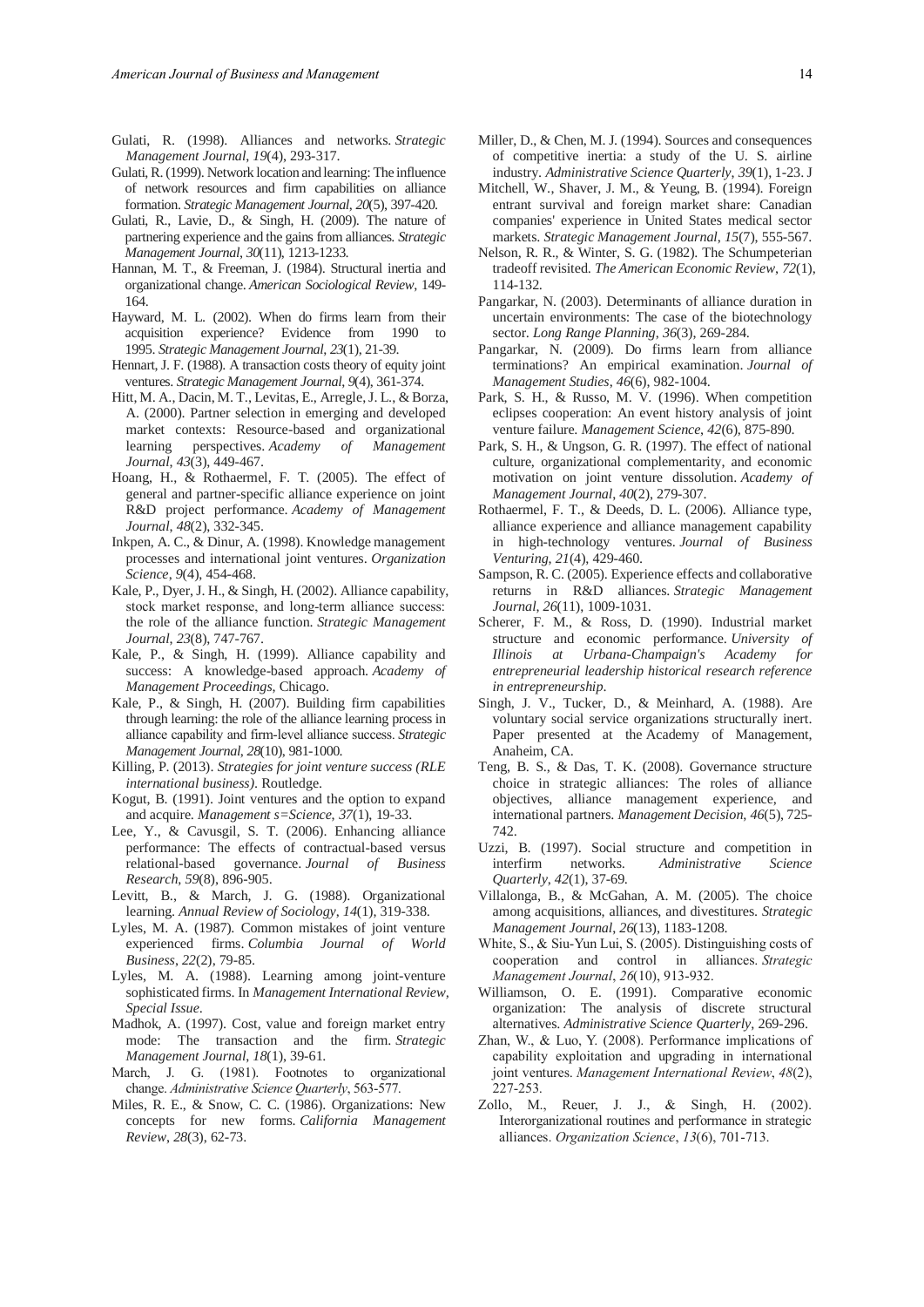Gulati, R. (1998). Alliances and networks. *Strategic Management Journal*, *19*(4), 293-317.

Gulati, R. (1999). Network location and learning: The influence of network resources and firm capabilities on alliance formation. *Strategic Management Journal*, *20*(5), 397-420.

Gulati, R., Lavie, D., & Singh, H. (2009). The nature of partnering experience and the gains from alliances. *Strategic Management Journal*, *30*(11), 1213-1233.

Hannan, M. T., & Freeman, J. (1984). Structural inertia and organizational change. *American Sociological Review*, 149-164.

Hayward, M. L. (2002). When do firms learn from their acquisition experience? Evidence from 1990 to 1995. *Strategic Management Journal*, *23*(1), 21-39.

Hennart, J. F. (1988). A transaction costs theory of equity joint ventures. *Strategic Management Journal*, *9*(4), 361-374.

Hitt, M. A., Dacin, M. T., Levitas, E., Arregle, J. L., & Borza, A. (2000). Partner selection in emerging and developed market contexts: Resource-based and organizational learning perspectives. *Academy of Management Journal*, *43*(3), 449-467.

Hoang, H., & Rothaermel, F. T. (2005). The effect of general and partner-specific alliance experience on joint R&D project performance. *Academy of Management Journal*, *48*(2), 332-345.

Inkpen, A. C., & Dinur, A. (1998). Knowledge management processes and international joint ventures. *Organization Science*, *9*(4), 454-468.

Kale, P., Dyer, J. H., & Singh, H. (2002). Alliance capability, stock market response, and long-term alliance success: the role of the alliance function. *Strategic Management Journal*, *23*(8), 747-767.

Kale, P., & Singh, H. (1999). Alliance capability and success: A knowledge-based approach. *Academy of Management Proceedings*, Chicago.

Kale, P., & Singh, H. (2007). Building firm capabilities through learning: the role of the alliance learning process in alliance capability and firm-level alliance success. *Strategic Management Journal*, *28*(10), 981-1000.

Killing, P. (2013). *Strategies for joint venture success (RLE international business)*. Routledge.

Kogut, B. (1991). Joint ventures and the option to expand and acquire. *Management s=Science, 37*(1), 19-33.

Lee, Y., & Cavusgil, S. T. (2006). Enhancing alliance performance: The effects of contractual-based versus relational-based governance. *Journal of Business Research*, *59*(8), 896-905.

Levitt, B., & March, J. G. (1988). Organizational learning. *Annual Review of Sociology*, *14*(1), 319-338.

Lyles, M. A. (1987). Common mistakes of joint venture experienced firms. *Columbia Journal of World Business*, *22*(2), 79-85.

Lyles, M. A. (1988). Learning among joint-venture sophisticated firms. In *Management International Review, Special Issue*.

Madhok, A. (1997). Cost, value and foreign market entry mode: The transaction and the firm. *Strategic Management Journal*, *18*(1), 39-61.

March, J. G. (1981). Footnotes to organizational change. *Administrative Science Quarterly*, 563-577.

Miles, R. E., & Snow, C. C. (1986). Organizations: New concepts for new forms. *California Management Review*, *28*(3), 62-73.

Miller, D., & Chen, M. J. (1994). Sources and consequences of competitive inertia: a study of the U. S. airline industry. *Administrative Science Quarterly*, *39*(1), 1-23. J

Mitchell, W., Shaver, J. M., & Yeung, B. (1994). Foreign entrant survival and foreign market share: Canadian companies' experience in United States medical sector markets. *Strategic Management Journal*, *15*(7), 555-567.

Nelson, R. R., & Winter, S. G. (1982). The Schumpeterian tradeoff revisited. *The American Economic Review*, *72*(1), 114-132.

Pangarkar, N. (2003). Determinants of alliance duration in uncertain environments: The case of the biotechnology sector. *Long Range Planning*, *36*(3), 269-284.

Pangarkar, N. (2009). Do firms learn from alliance terminations? An empirical examination. *Journal of Management Studies*, *46*(6), 982-1004.

Park, S. H., & Russo, M. V. (1996). When competition eclipses cooperation: An event history analysis of joint venture failure. *Management Science*, *42*(6), 875-890.

Park, S. H., & Ungson, G. R. (1997). The effect of national culture, organizational complementarity, and economic motivation on joint venture dissolution. *Academy of Management Journal*, *40*(2), 279-307.

Rothaermel, F. T., & Deeds, D. L. (2006). Alliance type, alliance experience and alliance management capability in high-technology ventures. *Journal of Business Venturing*, *21*(4), 429-460.

Sampson, R. C. (2005). Experience effects and collaborative returns in R&D alliances. *Strategic Management Journal*, *26*(11), 1009-1031.

Scherer, F. M., & Ross, D. (1990). Industrial market structure and economic performance. *University of Illinois at Urbana-Champaign's Academy for entrepreneurial leadership historical research reference in entrepreneurship*.

Singh, J. V., Tucker, D., & Meinhard, A. (1988). Are voluntary social service organizations structurally inert. Paper presented at the Academy of Management, Anaheim, CA.

Teng, B. S., & Das, T. K. (2008). Governance structure choice in strategic alliances: The roles of alliance objectives, alliance management experience, and international partners. *Management Decision*, *46*(5), 725-742.

Uzzi, B. (1997). Social structure and competition in interfirm networks. *Administrative Science Quarterly*, *42*(1), 37-69.

Villalonga, B., & McGahan, A. M. (2005). The choice among acquisitions, alliances, and divestitures. *Strategic Management Journal*, *26*(13), 1183-1208.

White, S., & Siu-Yun Lui, S. (2005). Distinguishing costs of cooperation and control in alliances. *Strategic Management Journal*, *26*(10), 913-932.

Williamson, O. E. (1991). Comparative economic organization: The analysis of discrete structural alternatives. *Administrative Science Quarterly*, 269-296.

Zhan, W., & Luo, Y. (2008). Performance implications of capability exploitation and upgrading in international joint ventures. *Management International Review*, *48*(2), 227-253.

Zollo, M., Reuer, J. J., & Singh, H. (2002). Interorganizational routines and performance in strategic alliances. *Organization Science*, *13*(6), 701-713.